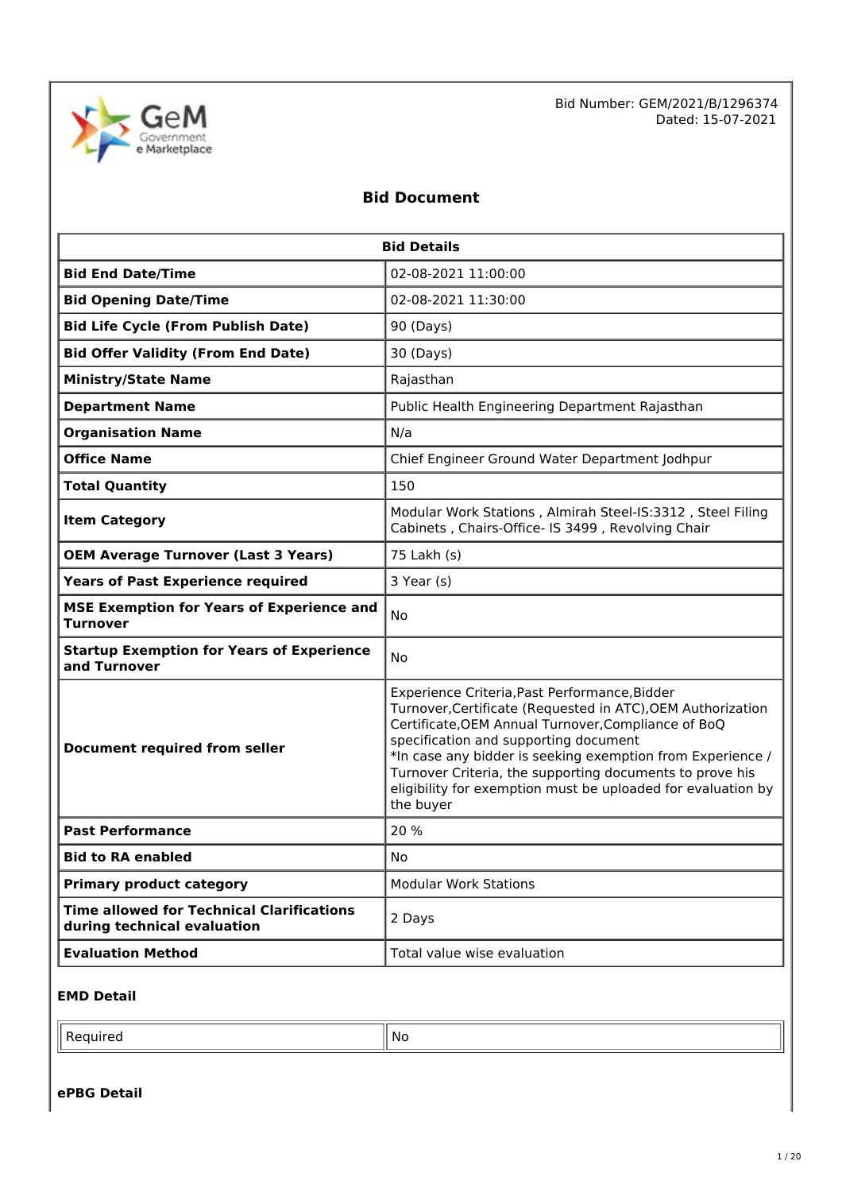Bid Number: GEM/2021/B/1296374
Dated: 15-07-2021

# Bid Document

| Bid Details | |
|---|---|
| **Bid End Date/Time** | 02-08-2021 11:00:00 |
| **Bid Opening Date/Time** | 02-08-2021 11:30:00 |
| **Bid Life Cycle (From Publish Date)** | 90 (Days) |
| **Bid Offer Validity (From End Date)** | 30 (Days) |
| **Ministry/State Name** | Rajasthan |
| **Department Name** | Public Health Engineering Department Rajasthan |
| **Organisation Name** | N/a |
| **Office Name** | Chief Engineer Ground Water Department Jodhpur |
| **Total Quantity** | 150 |
| **Item Category** | Modular Work Stations , Almirah Steel-IS:3312 , Steel Filing Cabinets , Chairs-Office- IS 3499 , Revolving Chair |
| **OEM Average Turnover (Last 3 Years)** | 75 Lakh (s) |
| **Years of Past Experience required** | 3 Year (s) |
| **MSE Exemption for Years of Experience and Turnover** | No |
| **Startup Exemption for Years of Experience and Turnover** | No |
| **Document required from seller** | Experience Criteria,Past Performance,Bidder Turnover,Certificate (Requested in ATC),OEM Authorization Certificate,OEM Annual Turnover,Compliance of BoQ specification and supporting document<br>*In case any bidder is seeking exemption from Experience / Turnover Criteria, the supporting documents to prove his eligibility for exemption must be uploaded for evaluation by the buyer |
| **Past Performance** | 20 % |
| **Bid to RA enabled** | No |
| **Primary product category** | Modular Work Stations |
| **Time allowed for Technical Clarifications during technical evaluation** | 2 Days |
| **Evaluation Method** | Total value wise evaluation |

### EMD Detail

| | |
|---|---|
| Required | No |

### ePBG Detail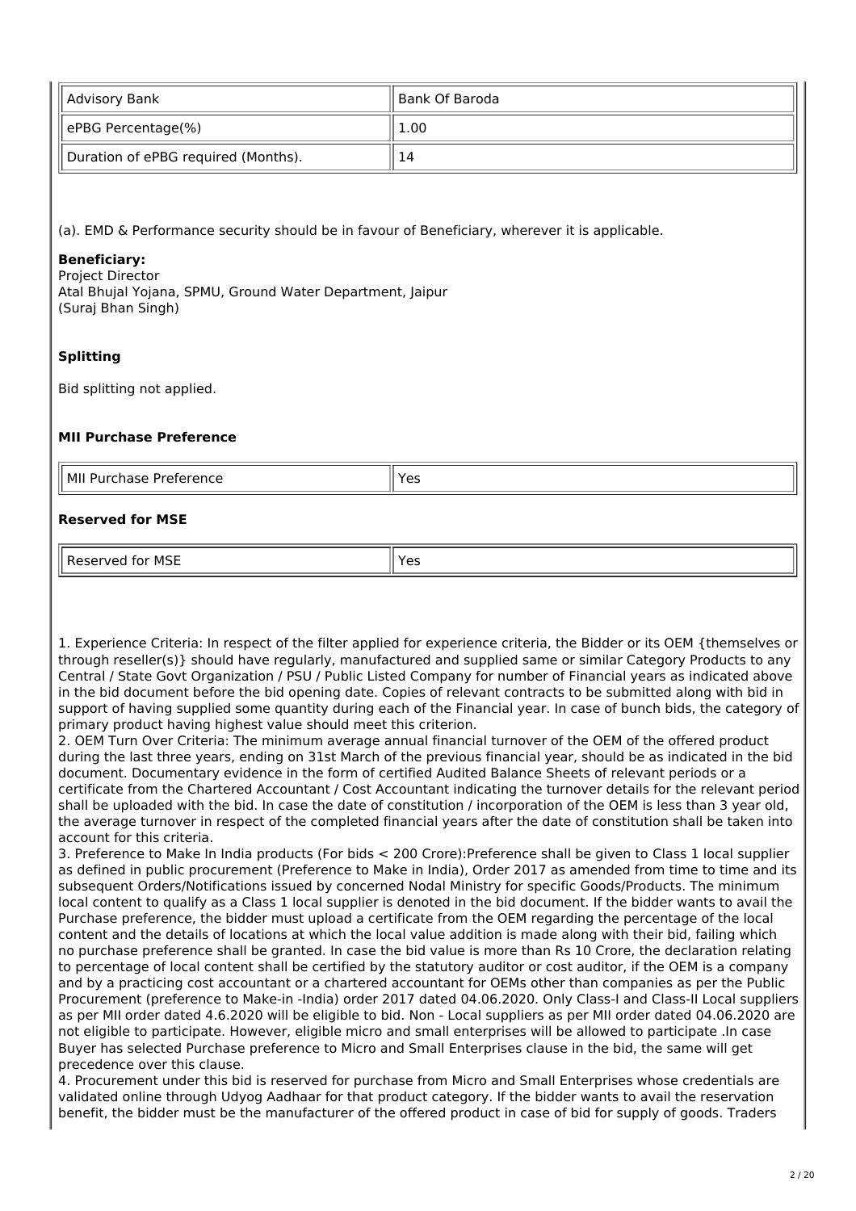| Advisory Bank | Bank Of Baroda |
|---|---|
| ePBG Percentage(%) | 1.00 |
| Duration of ePBG required (Months). | 14 |

(a). EMD & Performance security should be in favour of Beneficiary, wherever it is applicable.

**Beneficiary:**
Project Director
Atal Bhujal Yojana, SPMU, Ground Water Department, Jaipur
(Suraj Bhan Singh)

**Splitting**

Bid splitting not applied.

**MII Purchase Preference**

| MII Purchase Preference | Yes |
|---|---|

**Reserved for MSE**

| Reserved for MSE | Yes |
|---|---|

1. Experience Criteria: In respect of the filter applied for experience criteria, the Bidder or its OEM {themselves or through reseller(s)} should have regularly, manufactured and supplied same or similar Category Products to any Central / State Govt Organization / PSU / Public Listed Company for number of Financial years as indicated above in the bid document before the bid opening date. Copies of relevant contracts to be submitted along with bid in support of having supplied some quantity during each of the Financial year. In case of bunch bids, the category of primary product having highest value should meet this criterion.
2. OEM Turn Over Criteria: The minimum average annual financial turnover of the OEM of the offered product during the last three years, ending on 31st March of the previous financial year, should be as indicated in the bid document. Documentary evidence in the form of certified Audited Balance Sheets of relevant periods or a certificate from the Chartered Accountant / Cost Accountant indicating the turnover details for the relevant period shall be uploaded with the bid. In case the date of constitution / incorporation of the OEM is less than 3 year old, the average turnover in respect of the completed financial years after the date of constitution shall be taken into account for this criteria.
3. Preference to Make In India products (For bids < 200 Crore):Preference shall be given to Class 1 local supplier as defined in public procurement (Preference to Make in India), Order 2017 as amended from time to time and its subsequent Orders/Notifications issued by concerned Nodal Ministry for specific Goods/Products. The minimum local content to qualify as a Class 1 local supplier is denoted in the bid document. If the bidder wants to avail the Purchase preference, the bidder must upload a certificate from the OEM regarding the percentage of the local content and the details of locations at which the local value addition is made along with their bid, failing which no purchase preference shall be granted. In case the bid value is more than Rs 10 Crore, the declaration relating to percentage of local content shall be certified by the statutory auditor or cost auditor, if the OEM is a company and by a practicing cost accountant or a chartered accountant for OEMs other than companies as per the Public Procurement (preference to Make-in -India) order 2017 dated 04.06.2020. Only Class-I and Class-II Local suppliers as per MII order dated 4.6.2020 will be eligible to bid. Non - Local suppliers as per MII order dated 04.06.2020 are not eligible to participate. However, eligible micro and small enterprises will be allowed to participate .In case Buyer has selected Purchase preference to Micro and Small Enterprises clause in the bid, the same will get precedence over this clause.
4. Procurement under this bid is reserved for purchase from Micro and Small Enterprises whose credentials are validated online through Udyog Aadhaar for that product category. If the bidder wants to avail the reservation benefit, the bidder must be the manufacturer of the offered product in case of bid for supply of goods. Traders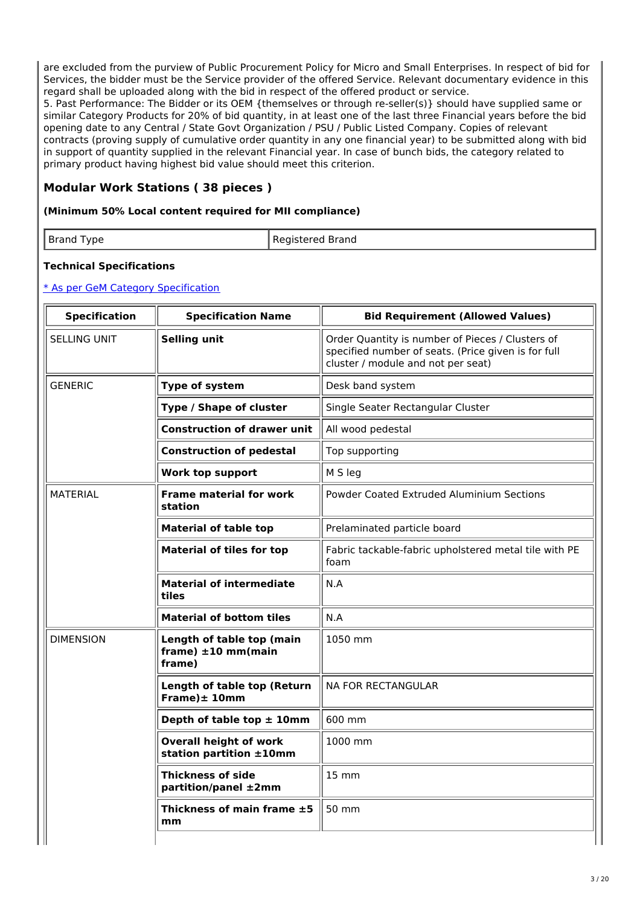are excluded from the purview of Public Procurement Policy for Micro and Small Enterprises. In respect of bid for Services, the bidder must be the Service provider of the offered Service. Relevant documentary evidence in this regard shall be uploaded along with the bid in respect of the offered product or service.

5. Past Performance: The Bidder or its OEM {themselves or through re-seller(s)} should have supplied same or similar Category Products for 20% of bid quantity, in at least one of the last three Financial years before the bid opening date to any Central / State Govt Organization / PSU / Public Listed Company. Copies of relevant contracts (proving supply of cumulative order quantity in any one financial year) to be submitted along with bid in support of quantity supplied in the relevant Financial year. In case of bunch bids, the category related to primary product having highest bid value should meet this criterion.

## Modular Work Stations ( 38 pieces )

**(Minimum 50% Local content required for MII compliance)**

| Brand Type | Registered Brand |
|---|---|

**Technical Specifications**

[* As per GeM Category Specification]

| Specification | Specification Name | Bid Requirement (Allowed Values) |
|---|---|---|
| SELLING UNIT | **Selling unit** | Order Quantity is number of Pieces / Clusters of specified number of seats. (Price given is for full cluster / module and not per seat) |
| GENERIC | **Type of system** | Desk band system |
| | **Type / Shape of cluster** | Single Seater Rectangular Cluster |
| | **Construction of drawer unit** | All wood pedestal |
| | **Construction of pedestal** | Top supporting |
| | **Work top support** | M S leg |
| MATERIAL | **Frame material for work station** | Powder Coated Extruded Aluminium Sections |
| | **Material of table top** | Prelaminated particle board |
| | **Material of tiles for top** | Fabric tackable-fabric upholstered metal tile with PE foam |
| | **Material of intermediate tiles** | N.A |
| | **Material of bottom tiles** | N.A |
| DIMENSION | **Length of table top (main frame) ±10 mm(main frame)** | 1050 mm |
| | **Length of table top (Return Frame)± 10mm** | NA FOR RECTANGULAR |
| | **Depth of table top ± 10mm** | 600 mm |
| | **Overall height of work station partition ±10mm** | 1000 mm |
| | **Thickness of side partition/panel ±2mm** | 15 mm |
| | **Thickness of main frame ±5 mm** | 50 mm |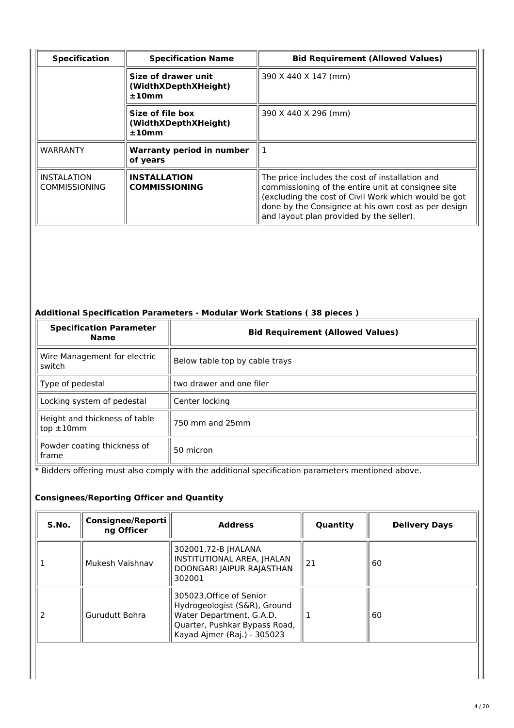| Specification | Specification Name | Bid Requirement (Allowed Values) |
|---|---|---|
| | **Size of drawer unit (WidthXDepthXHeight) ±10mm** | 390 X 440 X 147 (mm) |
| | **Size of file box (WidthXDepthXHeight) ±10mm** | 390 X 440 X 296 (mm) |
| WARRANTY | **Warranty period in number of years** | 1 |
| INSTALATION COMMISSIONING | **INSTALLATION COMMISSIONING** | The price includes the cost of installation and commissioning of the entire unit at consignee site (excluding the cost of Civil Work which would be got done by the Consignee at his own cost as per design and layout plan provided by the seller). |

### Additional Specification Parameters - Modular Work Stations ( 38 pieces )

| Specification Parameter Name | Bid Requirement (Allowed Values) |
|---|---|
| Wire Management for electric switch | Below table top by cable trays |
| Type of pedestal | two drawer and one filer |
| Locking system of pedestal | Center locking |
| Height and thickness of table top ±10mm | 750 mm and 25mm |
| Powder coating thickness of frame | 50 micron |

* Bidders offering must also comply with the additional specification parameters mentioned above.

### Consignees/Reporting Officer and Quantity

| S.No. | Consignee/Reporting Officer | Address | Quantity | Delivery Days |
|---|---|---|---|---|
| 1 | Mukesh Vaishnav | 302001,72-B JHALANA INSTITUTIONAL AREA, JHALAN DOONGARI JAIPUR RAJASTHAN 302001 | 21 | 60 |
| 2 | Gurudutt Bohra | 305023,Office of Senior Hydrogeologist (S&R), Ground Water Department, G.A.D. Quarter, Pushkar Bypass Road, Kayad Ajmer (Raj.) - 305023 | 1 | 60 |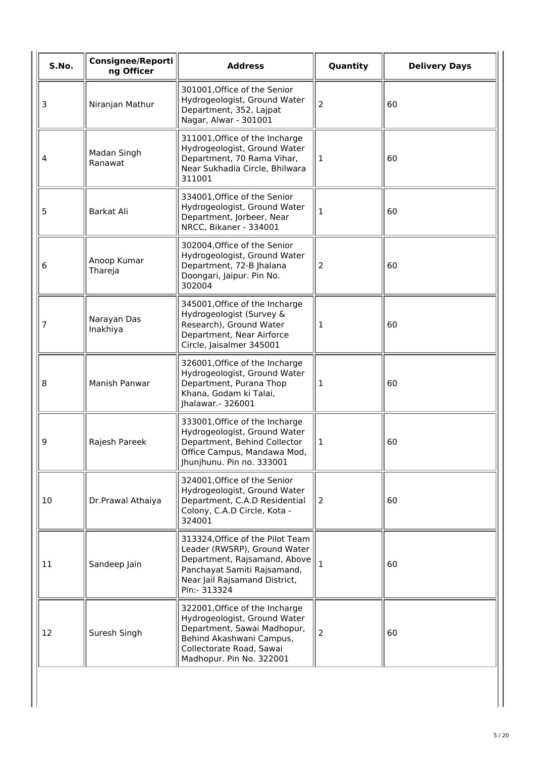| S.No. | Consignee/Reporting Officer | Address | Quantity | Delivery Days |
|---|---|---|---|---|
| 3 | Niranjan Mathur | 301001,Office of the Senior Hydrogeologist, Ground Water Department, 352, Lajpat Nagar, Alwar - 301001 | 2 | 60 |
| 4 | Madan Singh Ranawat | 311001,Office of the Incharge Hydrogeologist, Ground Water Department, 70 Rama Vihar, Near Sukhadia Circle, Bhilwara 311001 | 1 | 60 |
| 5 | Barkat Ali | 334001,Office of the Senior Hydrogeologist, Ground Water Department, Jorbeer, Near NRCC, Bikaner - 334001 | 1 | 60 |
| 6 | Anoop Kumar Thareja | 302004,Office of the Senior Hydrogeologist, Ground Water Department, 72-B Jhalana Doongari, Jaipur. Pin No. 302004 | 2 | 60 |
| 7 | Narayan Das Inakhiya | 345001,Office of the Incharge Hydrogeologist (Survey & Research), Ground Water Department, Near Airforce Circle, Jaisalmer 345001 | 1 | 60 |
| 8 | Manish Panwar | 326001,Office of the Incharge Hydrogeologist, Ground Water Department, Purana Thop Khana, Godam ki Talai, Jhalawar.- 326001 | 1 | 60 |
| 9 | Rajesh Pareek | 333001,Office of the Incharge Hydrogeologist, Ground Water Department, Behind Collector Office Campus, Mandawa Mod, Jhunjhunu. Pin no. 333001 | 1 | 60 |
| 10 | Dr.Prawal Athaiya | 324001,Office of the Senior Hydrogeologist, Ground Water Department, C.A.D Residential Colony, C.A.D Circle, Kota - 324001 | 2 | 60 |
| 11 | Sandeep Jain | 313324,Office of the Pilot Team Leader (RWSRP), Ground Water Department, Rajsamand, Above Panchayat Samiti Rajsamand, Near Jail Rajsamand District, Pin:- 313324 | 1 | 60 |
| 12 | Suresh Singh | 322001,Office of the Incharge Hydrogeologist, Ground Water Department, Sawai Madhopur, Behind Akashwani Campus, Collectorate Road, Sawai Madhopur. Pin No. 322001 | 2 | 60 |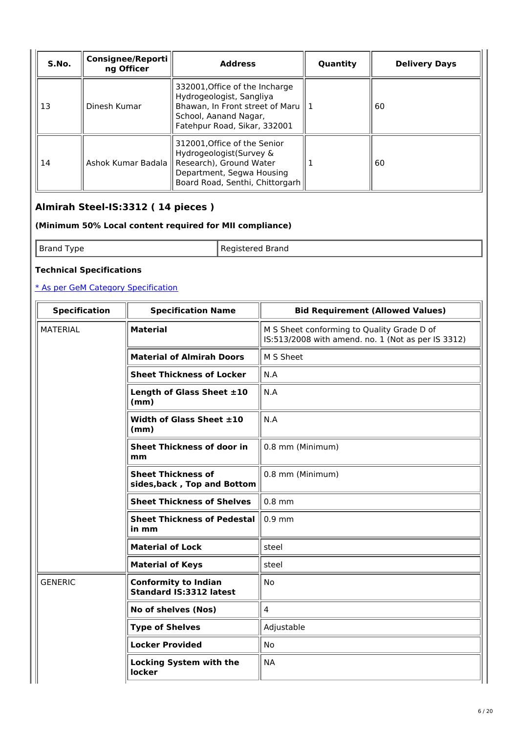| S.No. | Consignee/Reporting Officer | Address | Quantity | Delivery Days |
|---|---|---|---|---|
| 13 | Dinesh Kumar | 332001,Office of the Incharge Hydrogeologist, Sangliya Bhawan, In Front street of Maru School, Aanand Nagar, Fatehpur Road, Sikar, 332001 | 1 | 60 |
| 14 | Ashok Kumar Badala | 312001,Office of the Senior Hydrogeologist(Survey & Research), Ground Water Department, Segwa Housing Board Road, Senthi, Chittorgarh | 1 | 60 |

## Almirah Steel-IS:3312 ( 14 pieces )

**(Minimum 50% Local content required for MII compliance)**

| Brand Type | Registered Brand |
|---|---|

**Technical Specifications**

[* As per GeM Category Specification]

| Specification | Specification Name | Bid Requirement (Allowed Values) |
|---|---|---|
| MATERIAL | **Material** | M S Sheet conforming to Quality Grade D of IS:513/2008 with amend. no. 1 (Not as per IS 3312) |
| | **Material of Almirah Doors** | M S Sheet |
| | **Sheet Thickness of Locker** | N.A |
| | **Length of Glass Sheet ±10 (mm)** | N.A |
| | **Width of Glass Sheet ±10 (mm)** | N.A |
| | **Sheet Thickness of door in mm** | 0.8 mm (Minimum) |
| | **Sheet Thickness of sides,back , Top and Bottom** | 0.8 mm (Minimum) |
| | **Sheet Thickness of Shelves** | 0.8 mm |
| | **Sheet Thickness of Pedestal in mm** | 0.9 mm |
| | **Material of Lock** | steel |
| | **Material of Keys** | steel |
| GENERIC | **Conformity to Indian Standard IS:3312 latest** | No |
| | **No of shelves (Nos)** | 4 |
| | **Type of Shelves** | Adjustable |
| | **Locker Provided** | No |
| | **Locking System with the locker** | NA |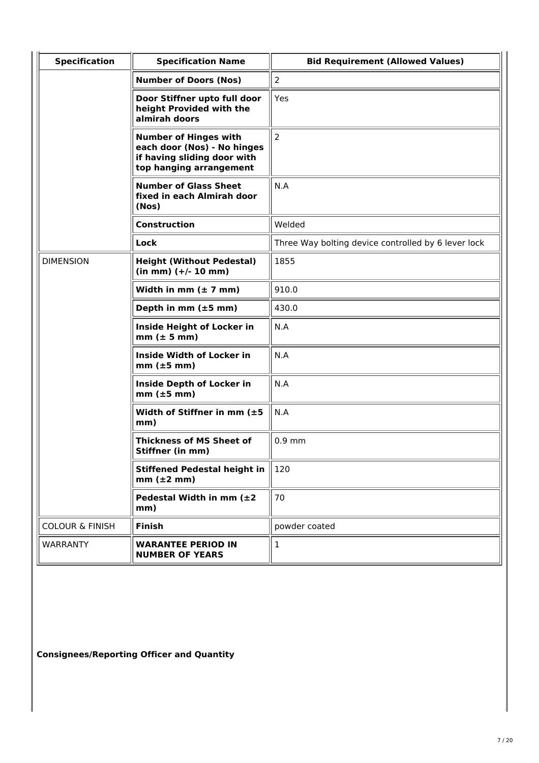| Specification | Specification Name | Bid Requirement (Allowed Values) |
|---|---|---|
| | **Number of Doors (Nos)** | 2 |
| | **Door Stiffner upto full door height Provided with the almirah doors** | Yes |
| | **Number of Hinges with each door (Nos) - No hinges if having sliding door with top hanging arrangement** | 2 |
| | **Number of Glass Sheet fixed in each Almirah door (Nos)** | N.A |
| | **Construction** | Welded |
| | **Lock** | Three Way bolting device controlled by 6 lever lock |
| DIMENSION | **Height (Without Pedestal) (in mm) (+/- 10 mm)** | 1855 |
| | **Width in mm (± 7 mm)** | 910.0 |
| | **Depth in mm (±5 mm)** | 430.0 |
| | **Inside Height of Locker in mm (± 5 mm)** | N.A |
| | **Inside Width of Locker in mm (±5 mm)** | N.A |
| | **Inside Depth of Locker in mm (±5 mm)** | N.A |
| | **Width of Stiffner in mm (±5 mm)** | N.A |
| | **Thickness of MS Sheet of Stiffner (in mm)** | 0.9 mm |
| | **Stiffened Pedestal height in mm (±2 mm)** | 120 |
| | **Pedestal Width in mm (±2 mm)** | 70 |
| COLOUR & FINISH | **Finish** | powder coated |
| WARRANTY | **WARANTEE PERIOD IN NUMBER OF YEARS** | 1 |

**Consignees/Reporting Officer and Quantity**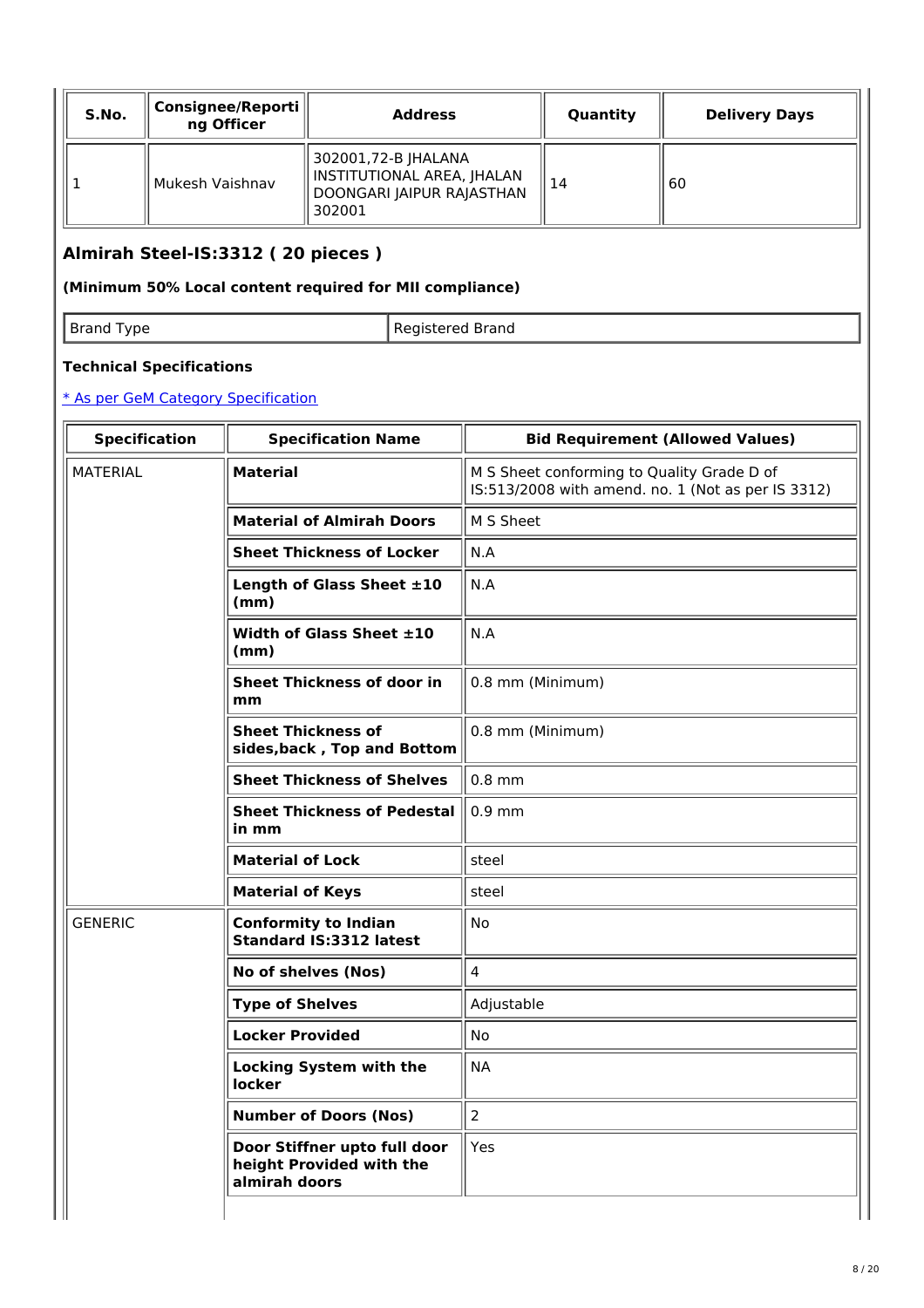| S.No. | Consignee/Reporting Officer | Address | Quantity | Delivery Days |
|---|---|---|---|---|
| 1 | Mukesh Vaishnav | 302001,72-B JHALANA INSTITUTIONAL AREA, JHALAN DOONGARI JAIPUR RAJASTHAN 302001 | 14 | 60 |

## Almirah Steel-IS:3312 ( 20 pieces )

**(Minimum 50% Local content required for MII compliance)**

| Brand Type | Registered Brand |
|---|---|

### Technical Specifications

[* As per GeM Category Specification]

| Specification | Specification Name | Bid Requirement (Allowed Values) |
|---|---|---|
| MATERIAL | **Material** | M S Sheet conforming to Quality Grade D of IS:513/2008 with amend. no. 1 (Not as per IS 3312) |
| | **Material of Almirah Doors** | M S Sheet |
| | **Sheet Thickness of Locker** | N.A |
| | **Length of Glass Sheet ±10 (mm)** | N.A |
| | **Width of Glass Sheet ±10 (mm)** | N.A |
| | **Sheet Thickness of door in mm** | 0.8 mm (Minimum) |
| | **Sheet Thickness of sides,back , Top and Bottom** | 0.8 mm (Minimum) |
| | **Sheet Thickness of Shelves** | 0.8 mm |
| | **Sheet Thickness of Pedestal in mm** | 0.9 mm |
| | **Material of Lock** | steel |
| | **Material of Keys** | steel |
| GENERIC | **Conformity to Indian Standard IS:3312 latest** | No |
| | **No of shelves (Nos)** | 4 |
| | **Type of Shelves** | Adjustable |
| | **Locker Provided** | No |
| | **Locking System with the locker** | NA |
| | **Number of Doors (Nos)** | 2 |
| | **Door Stiffner upto full door height Provided with the almirah doors** | Yes |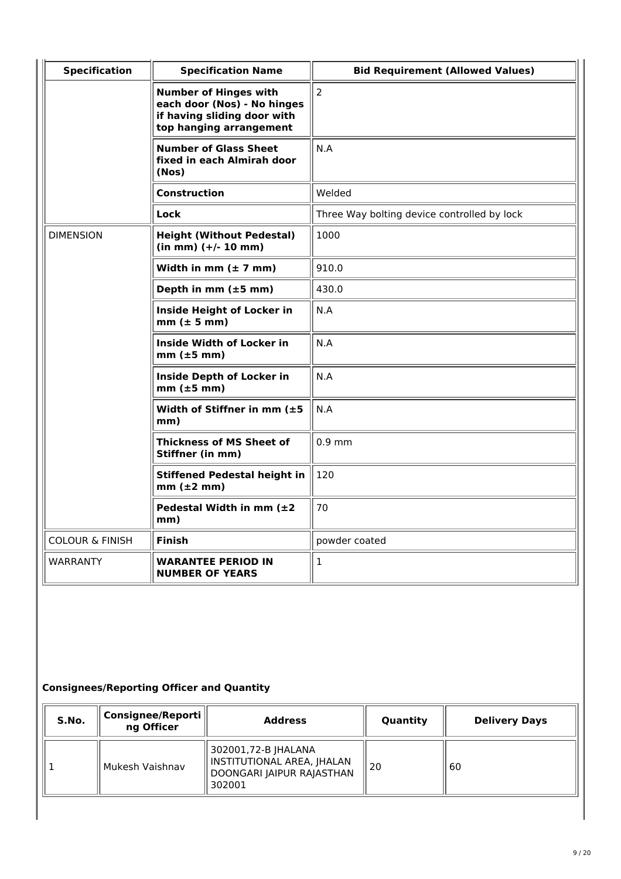| Specification | Specification Name | Bid Requirement (Allowed Values) |
|---|---|---|
| | **Number of Hinges with each door (Nos) - No hinges if having sliding door with top hanging arrangement** | 2 |
| | **Number of Glass Sheet fixed in each Almirah door (Nos)** | N.A |
| | **Construction** | Welded |
| | **Lock** | Three Way bolting device controlled by lock |
| DIMENSION | **Height (Without Pedestal) (in mm) (+/- 10 mm)** | 1000 |
| | **Width in mm (± 7 mm)** | 910.0 |
| | **Depth in mm (±5 mm)** | 430.0 |
| | **Inside Height of Locker in mm (± 5 mm)** | N.A |
| | **Inside Width of Locker in mm (±5 mm)** | N.A |
| | **Inside Depth of Locker in mm (±5 mm)** | N.A |
| | **Width of Stiffner in mm (±5 mm)** | N.A |
| | **Thickness of MS Sheet of Stiffner (in mm)** | 0.9 mm |
| | **Stiffened Pedestal height in mm (±2 mm)** | 120 |
| | **Pedestal Width in mm (±2 mm)** | 70 |
| COLOUR & FINISH | **Finish** | powder coated |
| WARRANTY | **WARANTEE PERIOD IN NUMBER OF YEARS** | 1 |

### Consignees/Reporting Officer and Quantity

| S.No. | Consignee/Reporting Officer | Address | Quantity | Delivery Days |
|---|---|---|---|---|
| 1 | Mukesh Vaishnav | 302001,72-B JHALANA INSTITUTIONAL AREA, JHALAN DOONGARI JAIPUR RAJASTHAN 302001 | 20 | 60 |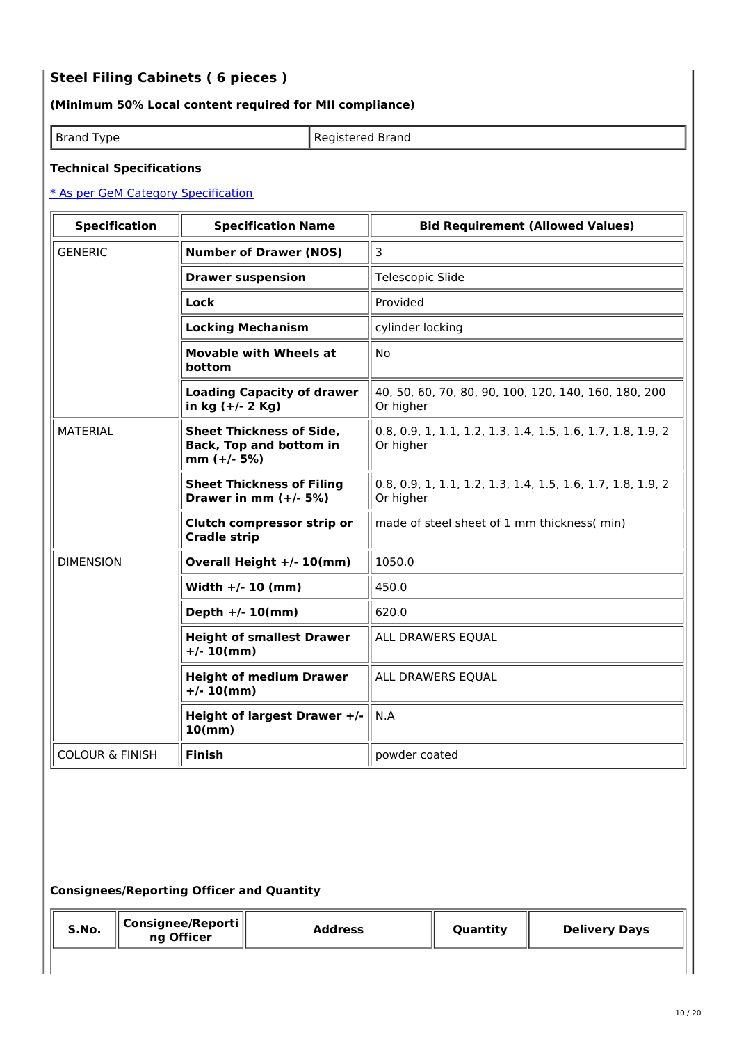### Steel Filing Cabinets ( 6 pieces )

**(Minimum 50% Local content required for MII compliance)**

| Brand Type | Registered Brand |
|---|---|

**Technical Specifications**

[* As per GeM Category Specification]

| Specification | Specification Name | Bid Requirement (Allowed Values) |
|---|---|---|
| GENERIC | **Number of Drawer (NOS)** | 3 |
| | **Drawer suspension** | Telescopic Slide |
| | **Lock** | Provided |
| | **Locking Mechanism** | cylinder locking |
| | **Movable with Wheels at bottom** | No |
| | **Loading Capacity of drawer in kg (+/- 2 Kg)** | 40, 50, 60, 70, 80, 90, 100, 120, 140, 160, 180, 200 Or higher |
| MATERIAL | **Sheet Thickness of Side, Back, Top and bottom in mm (+/- 5%)** | 0.8, 0.9, 1, 1.1, 1.2, 1.3, 1.4, 1.5, 1.6, 1.7, 1.8, 1.9, 2 Or higher |
| | **Sheet Thickness of Filing Drawer in mm (+/- 5%)** | 0.8, 0.9, 1, 1.1, 1.2, 1.3, 1.4, 1.5, 1.6, 1.7, 1.8, 1.9, 2 Or higher |
| | **Clutch compressor strip or Cradle strip** | made of steel sheet of 1 mm thickness( min) |
| DIMENSION | **Overall Height +/- 10(mm)** | 1050.0 |
| | **Width +/- 10 (mm)** | 450.0 |
| | **Depth +/- 10(mm)** | 620.0 |
| | **Height of smallest Drawer +/- 10(mm)** | ALL DRAWERS EQUAL |
| | **Height of medium Drawer +/- 10(mm)** | ALL DRAWERS EQUAL |
| | **Height of largest Drawer +/- 10(mm)** | N.A |
| COLOUR & FINISH | **Finish** | powder coated |

**Consignees/Reporting Officer and Quantity**

| S.No. | Consignee/Reporting Officer | Address | Quantity | Delivery Days |
|---|---|---|---|---|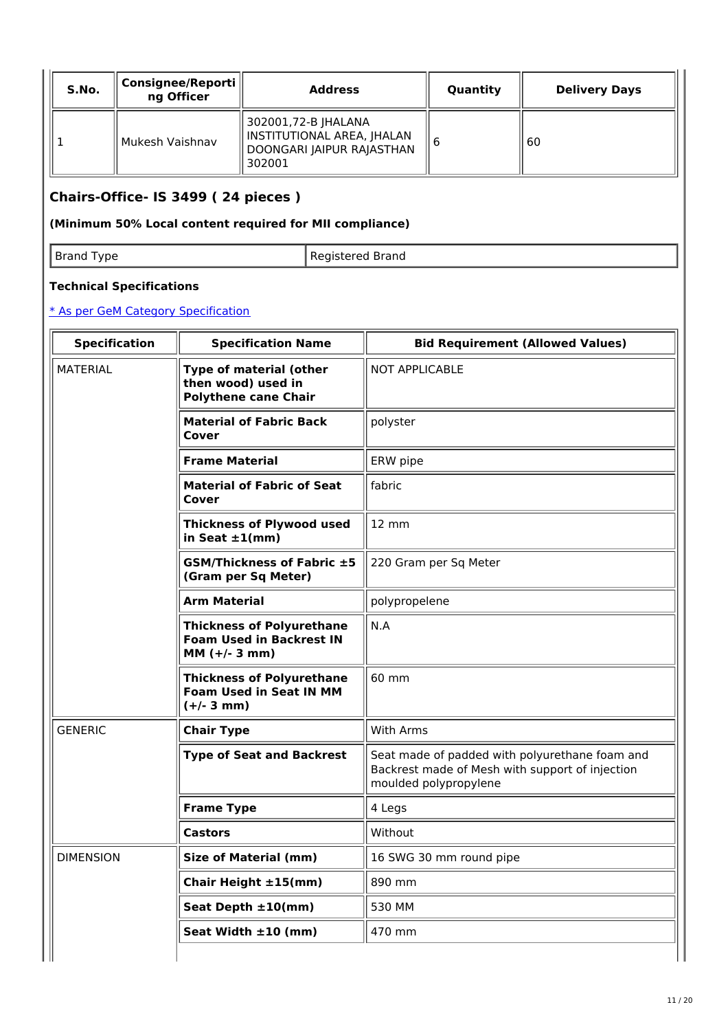| S.No. | Consignee/Reporting Officer | Address | Quantity | Delivery Days |
| --- | --- | --- | --- | --- |
| 1 | Mukesh Vaishnav | 302001,72-B JHALANA INSTITUTIONAL AREA, JHALAN DOONGARI JAIPUR RAJASTHAN 302001 | 6 | 60 |

## Chairs-Office- IS 3499 ( 24 pieces )

**(Minimum 50% Local content required for MII compliance)**

| Brand Type | Registered Brand |
| --- | --- |

### Technical Specifications

[* As per GeM Category Specification]

| Specification | Specification Name | Bid Requirement (Allowed Values) |
| --- | --- | --- |
| MATERIAL | **Type of material (other then wood) used in Polythene cane Chair** | NOT APPLICABLE |
| | **Material of Fabric Back Cover** | polyster |
| | **Frame Material** | ERW pipe |
| | **Material of Fabric of Seat Cover** | fabric |
| | **Thickness of Plywood used in Seat ±1(mm)** | 12 mm |
| | **GSM/Thickness of Fabric ±5 (Gram per Sq Meter)** | 220 Gram per Sq Meter |
| | **Arm Material** | polypropelene |
| | **Thickness of Polyurethane Foam Used in Backrest IN MM (+/- 3 mm)** | N.A |
| | **Thickness of Polyurethane Foam Used in Seat IN MM (+/- 3 mm)** | 60 mm |
| GENERIC | **Chair Type** | With Arms |
| | **Type of Seat and Backrest** | Seat made of padded with polyurethane foam and Backrest made of Mesh with support of injection moulded polypropylene |
| | **Frame Type** | 4 Legs |
| | **Castors** | Without |
| DIMENSION | **Size of Material (mm)** | 16 SWG 30 mm round pipe |
| | **Chair Height ±15(mm)** | 890 mm |
| | **Seat Depth ±10(mm)** | 530 MM |
| | **Seat Width ±10 (mm)** | 470 mm |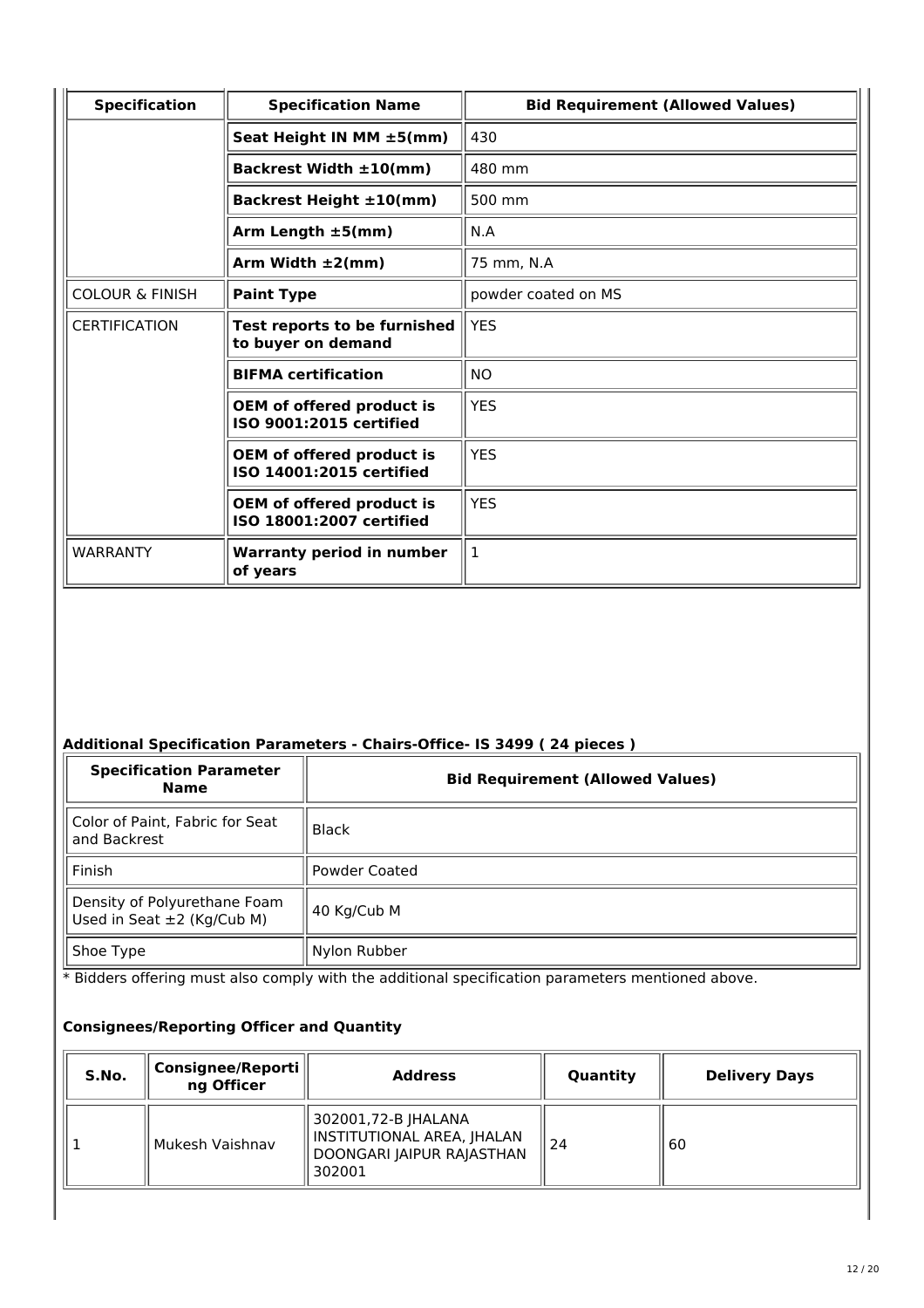| Specification | Specification Name | Bid Requirement (Allowed Values) |
|---|---|---|
| | **Seat Height IN MM ±5(mm)** | 430 |
| | **Backrest Width ±10(mm)** | 480 mm |
| | **Backrest Height ±10(mm)** | 500 mm |
| | **Arm Length ±5(mm)** | N.A |
| | **Arm Width ±2(mm)** | 75 mm, N.A |
| COLOUR & FINISH | **Paint Type** | powder coated on MS |
| CERTIFICATION | **Test reports to be furnished to buyer on demand** | YES |
| | **BIFMA certification** | NO |
| | **OEM of offered product is ISO 9001:2015 certified** | YES |
| | **OEM of offered product is ISO 14001:2015 certified** | YES |
| | **OEM of offered product is ISO 18001:2007 certified** | YES |
| WARRANTY | **Warranty period in number of years** | 1 |

### Additional Specification Parameters - Chairs-Office- IS 3499 ( 24 pieces )

| Specification Parameter Name | Bid Requirement (Allowed Values) |
|---|---|
| Color of Paint, Fabric for Seat and Backrest | Black |
| Finish | Powder Coated |
| Density of Polyurethane Foam Used in Seat ±2 (Kg/Cub M) | 40 Kg/Cub M |
| Shoe Type | Nylon Rubber |

* Bidders offering must also comply with the additional specification parameters mentioned above.

### Consignees/Reporting Officer and Quantity

| S.No. | Consignee/Reporting Officer | Address | Quantity | Delivery Days |
|---|---|---|---|---|
| 1 | Mukesh Vaishnav | 302001,72-B JHALANA INSTITUTIONAL AREA, JHALAN DOONGARI JAIPUR RAJASTHAN 302001 | 24 | 60 |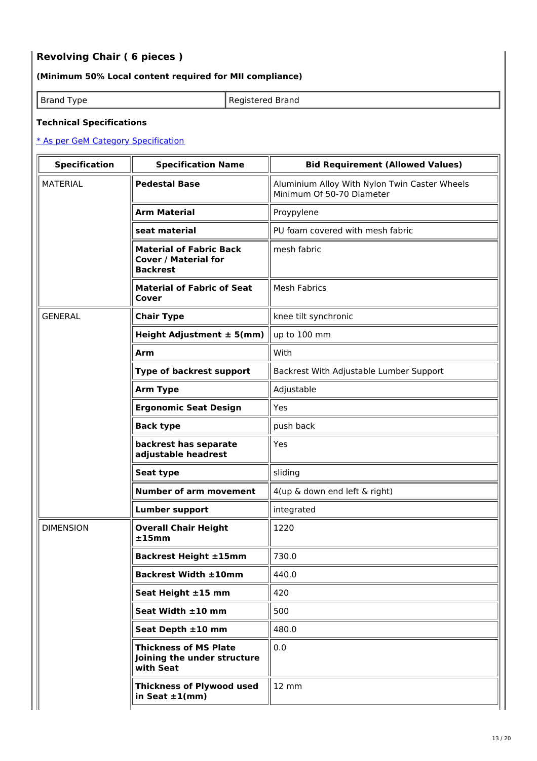## Revolving Chair ( 6 pieces )

**(Minimum 50% Local content required for MII compliance)**

| Brand Type | Registered Brand |
|---|---|

**Technical Specifications**

[* As per GeM Category Specification]

| Specification | Specification Name | Bid Requirement (Allowed Values) |
|---|---|---|
| MATERIAL | **Pedestal Base** | Aluminium Alloy With Nylon Twin Caster Wheels Minimum Of 50-70 Diameter |
| | **Arm Material** | Proypylene |
| | **seat material** | PU foam covered with mesh fabric |
| | **Material of Fabric Back Cover / Material for Backrest** | mesh fabric |
| | **Material of Fabric of Seat Cover** | Mesh Fabrics |
| GENERAL | **Chair Type** | knee tilt synchronic |
| | **Height Adjustment ± 5(mm)** | up to 100 mm |
| | **Arm** | With |
| | **Type of backrest support** | Backrest With Adjustable Lumber Support |
| | **Arm Type** | Adjustable |
| | **Ergonomic Seat Design** | Yes |
| | **Back type** | push back |
| | **backrest has separate adjustable headrest** | Yes |
| | **Seat type** | sliding |
| | **Number of arm movement** | 4(up & down end left & right) |
| | **Lumber support** | integrated |
| DIMENSION | **Overall Chair Height ±15mm** | 1220 |
| | **Backrest Height ±15mm** | 730.0 |
| | **Backrest Width ±10mm** | 440.0 |
| | **Seat Height ±15 mm** | 420 |
| | **Seat Width ±10 mm** | 500 |
| | **Seat Depth ±10 mm** | 480.0 |
| | **Thickness of MS Plate Joining the under structure with Seat** | 0.0 |
| | **Thickness of Plywood used in Seat ±1(mm)** | 12 mm |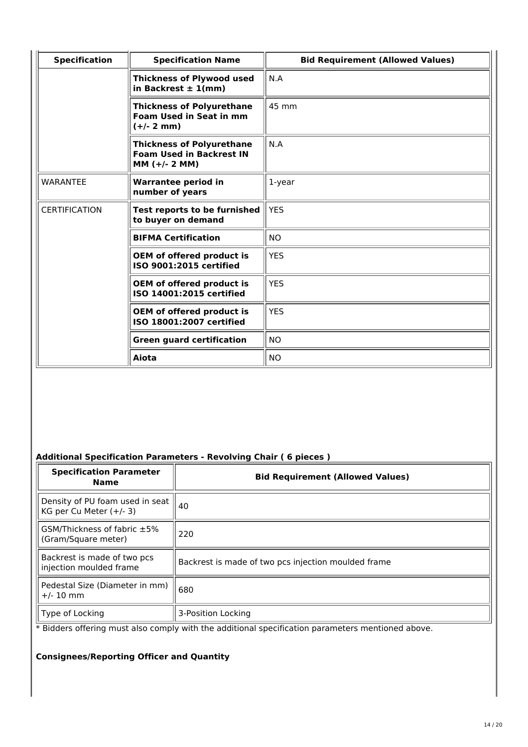| Specification | Specification Name | Bid Requirement (Allowed Values) |
| --- | --- | --- |
| | **Thickness of Plywood used in Backrest ± 1(mm)** | N.A |
| | **Thickness of Polyurethane Foam Used in Seat in mm (+/- 2 mm)** | 45 mm |
| | **Thickness of Polyurethane Foam Used in Backrest IN MM (+/- 2 MM)** | N.A |
| WARANTEE | **Warrantee period in number of years** | 1-year |
| CERTIFICATION | **Test reports to be furnished to buyer on demand** | YES |
| | **BIFMA Certification** | NO |
| | **OEM of offered product is ISO 9001:2015 certified** | YES |
| | **OEM of offered product is ISO 14001:2015 certified** | YES |
| | **OEM of offered product is ISO 18001:2007 certified** | YES |
| | **Green guard certification** | NO |
| | **Aiota** | NO |

**Additional Specification Parameters - Revolving Chair ( 6 pieces )**

| Specification Parameter Name | Bid Requirement (Allowed Values) |
| --- | --- |
| Density of PU foam used in seat KG per Cu Meter (+/- 3) | 40 |
| GSM/Thickness of fabric ±5% (Gram/Square meter) | 220 |
| Backrest is made of two pcs injection moulded frame | Backrest is made of two pcs injection moulded frame |
| Pedestal Size (Diameter in mm) +/- 10 mm | 680 |
| Type of Locking | 3-Position Locking |

* Bidders offering must also comply with the additional specification parameters mentioned above.

**Consignees/Reporting Officer and Quantity**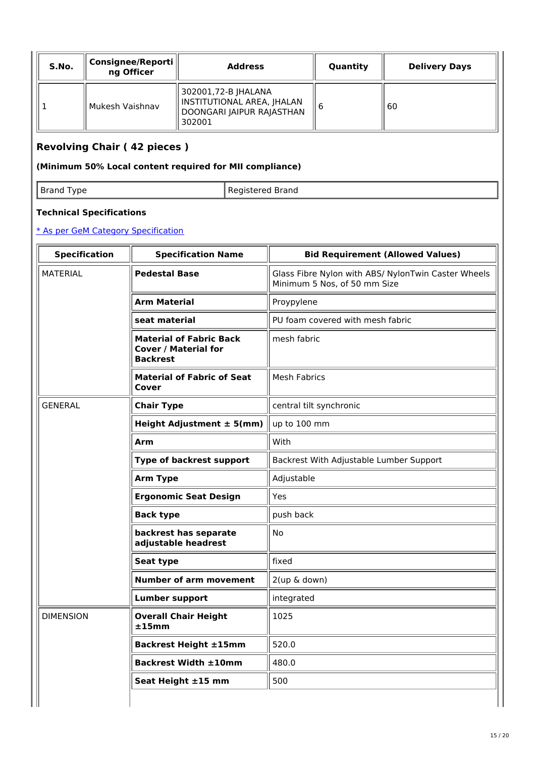| S.No. | Consignee/Reporting Officer | Address | Quantity | Delivery Days |
|---|---|---|---|---|
| 1 | Mukesh Vaishnav | 302001,72-B JHALANA INSTITUTIONAL AREA, JHALAN DOONGARI JAIPUR RAJASTHAN 302001 | 6 | 60 |

## Revolving Chair ( 42 pieces )

**(Minimum 50% Local content required for MII compliance)**

| Brand Type | Registered Brand |
|---|---|

**Technical Specifications**

[* As per GeM Category Specification]

| Specification | Specification Name | Bid Requirement (Allowed Values) |
|---|---|---|
| MATERIAL | **Pedestal Base** | Glass Fibre Nylon with ABS/ NylonTwin Caster Wheels Minimum 5 Nos, of 50 mm Size |
| | **Arm Material** | Proypylene |
| | **seat material** | PU foam covered with mesh fabric |
| | **Material of Fabric Back Cover / Material for Backrest** | mesh fabric |
| | **Material of Fabric of Seat Cover** | Mesh Fabrics |
| GENERAL | **Chair Type** | central tilt synchronic |
| | **Height Adjustment ± 5(mm)** | up to 100 mm |
| | **Arm** | With |
| | **Type of backrest support** | Backrest With Adjustable Lumber Support |
| | **Arm Type** | Adjustable |
| | **Ergonomic Seat Design** | Yes |
| | **Back type** | push back |
| | **backrest has separate adjustable headrest** | No |
| | **Seat type** | fixed |
| | **Number of arm movement** | 2(up & down) |
| | **Lumber support** | integrated |
| DIMENSION | **Overall Chair Height ±15mm** | 1025 |
| | **Backrest Height ±15mm** | 520.0 |
| | **Backrest Width ±10mm** | 480.0 |
| | **Seat Height ±15 mm** | 500 |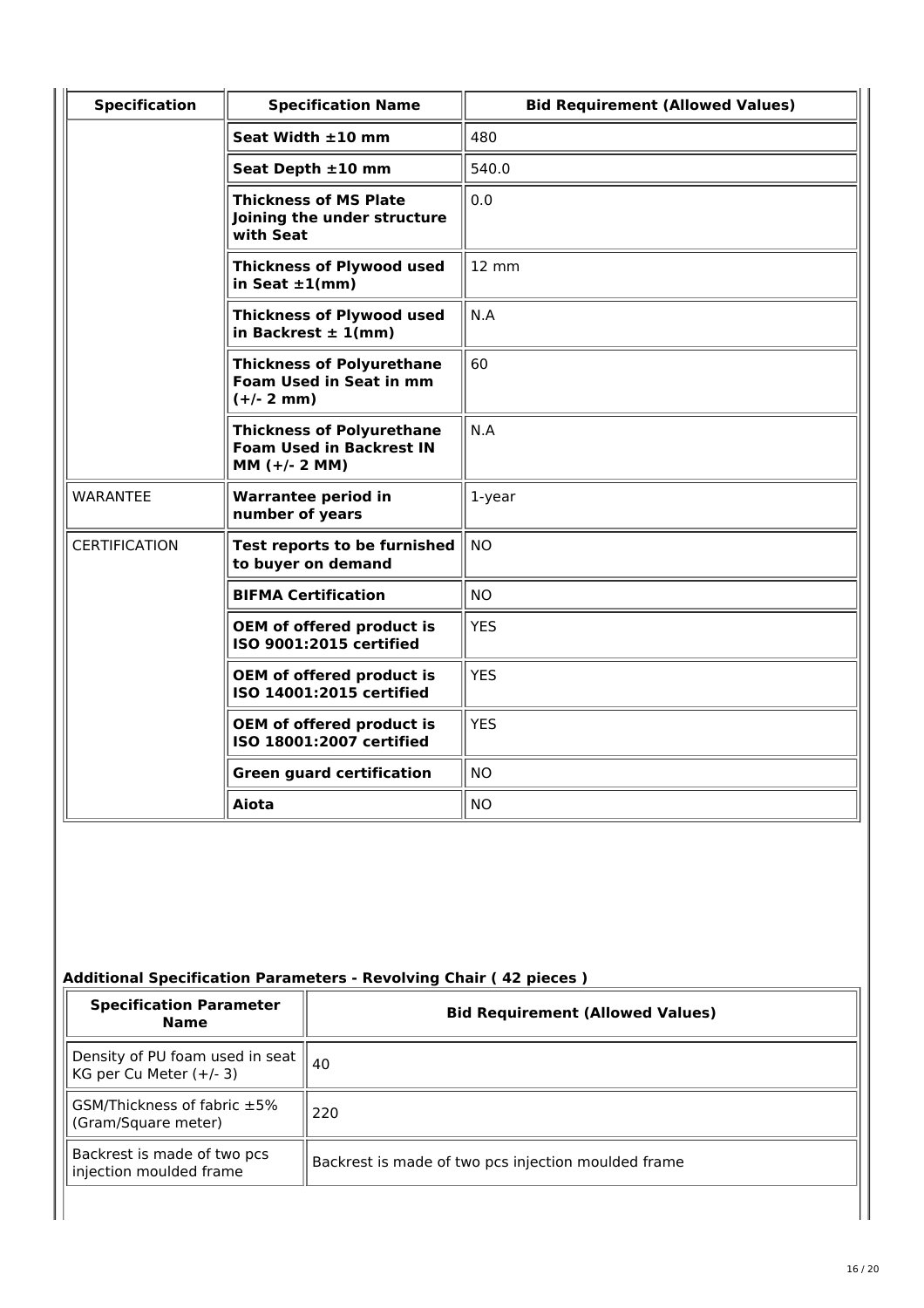| Specification | Specification Name | Bid Requirement (Allowed Values) |
|---|---|---|
| | **Seat Width ±10 mm** | 480 |
| | **Seat Depth ±10 mm** | 540.0 |
| | **Thickness of MS Plate Joining the under structure with Seat** | 0.0 |
| | **Thickness of Plywood used in Seat ±1(mm)** | 12 mm |
| | **Thickness of Plywood used in Backrest ± 1(mm)** | N.A |
| | **Thickness of Polyurethane Foam Used in Seat in mm (+/- 2 mm)** | 60 |
| | **Thickness of Polyurethane Foam Used in Backrest IN MM (+/- 2 MM)** | N.A |
| WARANTEE | **Warrantee period in number of years** | 1-year |
| CERTIFICATION | **Test reports to be furnished to buyer on demand** | NO |
| | **BIFMA Certification** | NO |
| | **OEM of offered product is ISO 9001:2015 certified** | YES |
| | **OEM of offered product is ISO 14001:2015 certified** | YES |
| | **OEM of offered product is ISO 18001:2007 certified** | YES |
| | **Green guard certification** | NO |
| | **Aiota** | NO |

**Additional Specification Parameters - Revolving Chair ( 42 pieces )**

| Specification Parameter Name | Bid Requirement (Allowed Values) |
|---|---|
| Density of PU foam used in seat KG per Cu Meter (+/- 3) | 40 |
| GSM/Thickness of fabric ±5% (Gram/Square meter) | 220 |
| Backrest is made of two pcs injection moulded frame | Backrest is made of two pcs injection moulded frame |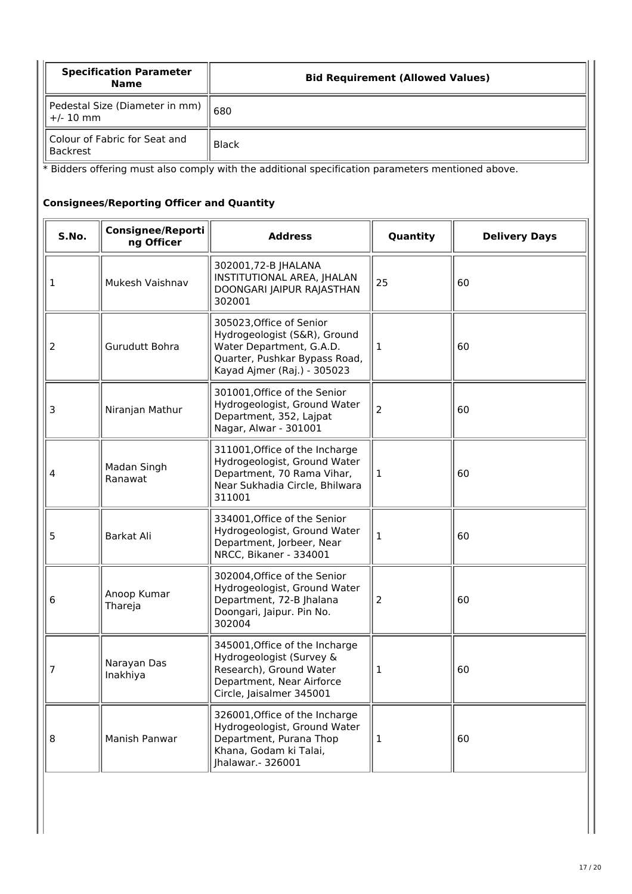| Specification Parameter Name | Bid Requirement (Allowed Values) |
| --- | --- |
| Pedestal Size (Diameter in mm) +/- 10 mm | 680 |
| Colour of Fabric for Seat and Backrest | Black |

* Bidders offering must also comply with the additional specification parameters mentioned above.

### Consignees/Reporting Officer and Quantity

| S.No. | Consignee/Reporting Officer | Address | Quantity | Delivery Days |
| --- | --- | --- | --- | --- |
| 1 | Mukesh Vaishnav | 302001,72-B JHALANA INSTITUTIONAL AREA, JHALAN DOONGARI JAIPUR RAJASTHAN 302001 | 25 | 60 |
| 2 | Gurudutt Bohra | 305023,Office of Senior Hydrogeologist (S&R), Ground Water Department, G.A.D. Quarter, Pushkar Bypass Road, Kayad Ajmer (Raj.) - 305023 | 1 | 60 |
| 3 | Niranjan Mathur | 301001,Office of the Senior Hydrogeologist, Ground Water Department, 352, Lajpat Nagar, Alwar - 301001 | 2 | 60 |
| 4 | Madan Singh Ranawat | 311001,Office of the Incharge Hydrogeologist, Ground Water Department, 70 Rama Vihar, Near Sukhadia Circle, Bhilwara 311001 | 1 | 60 |
| 5 | Barkat Ali | 334001,Office of the Senior Hydrogeologist, Ground Water Department, Jorbeer, Near NRCC, Bikaner - 334001 | 1 | 60 |
| 6 | Anoop Kumar Thareja | 302004,Office of the Senior Hydrogeologist, Ground Water Department, 72-B Jhalana Doongari, Jaipur. Pin No. 302004 | 2 | 60 |
| 7 | Narayan Das Inakhiya | 345001,Office of the Incharge Hydrogeologist (Survey & Research), Ground Water Department, Near Airforce Circle, Jaisalmer 345001 | 1 | 60 |
| 8 | Manish Panwar | 326001,Office of the Incharge Hydrogeologist, Ground Water Department, Purana Thop Khana, Godam ki Talai, Jhalawar.- 326001 | 1 | 60 |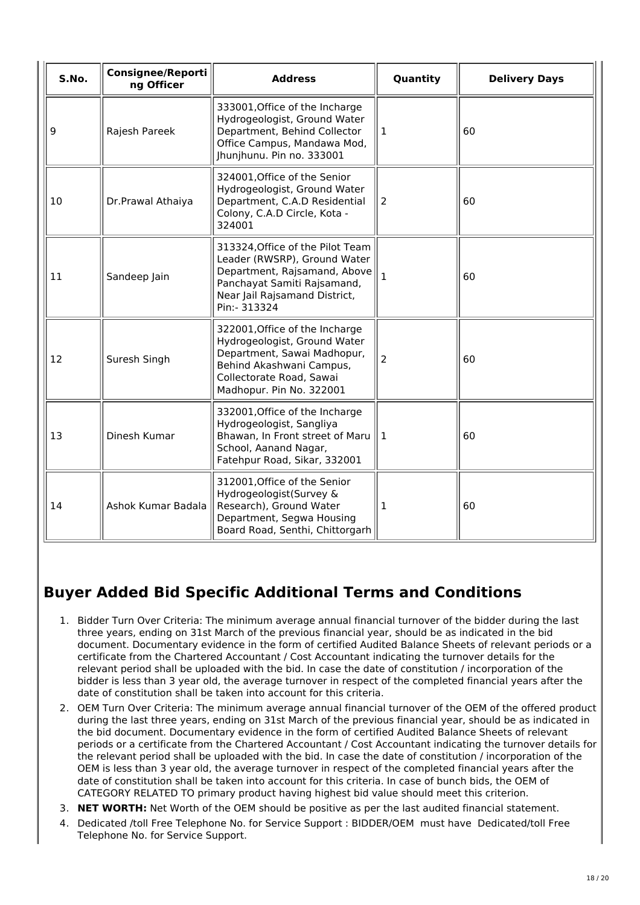| S.No. | Consignee/Reporting Officer | Address | Quantity | Delivery Days |
|---|---|---|---|---|
| 9 | Rajesh Pareek | 333001,Office of the Incharge Hydrogeologist, Ground Water Department, Behind Collector Office Campus, Mandawa Mod, Jhunjhunu. Pin no. 333001 | 1 | 60 |
| 10 | Dr.Prawal Athaiya | 324001,Office of the Senior Hydrogeologist, Ground Water Department, C.A.D Residential Colony, C.A.D Circle, Kota - 324001 | 2 | 60 |
| 11 | Sandeep Jain | 313324,Office of the Pilot Team Leader (RWSRP), Ground Water Department, Rajsamand, Above Panchayat Samiti Rajsamand, Near Jail Rajsamand District, Pin:- 313324 | 1 | 60 |
| 12 | Suresh Singh | 322001,Office of the Incharge Hydrogeologist, Ground Water Department, Sawai Madhopur, Behind Akashwani Campus, Collectorate Road, Sawai Madhopur. Pin No. 322001 | 2 | 60 |
| 13 | Dinesh Kumar | 332001,Office of the Incharge Hydrogeologist, Sangliya Bhawan, In Front street of Maru School, Aanand Nagar, Fatehpur Road, Sikar, 332001 | 1 | 60 |
| 14 | Ashok Kumar Badala | 312001,Office of the Senior Hydrogeologist(Survey & Research), Ground Water Department, Segwa Housing Board Road, Senthi, Chittorgarh | 1 | 60 |

## Buyer Added Bid Specific Additional Terms and Conditions

1. Bidder Turn Over Criteria: The minimum average annual financial turnover of the bidder during the last three years, ending on 31st March of the previous financial year, should be as indicated in the bid document. Documentary evidence in the form of certified Audited Balance Sheets of relevant periods or a certificate from the Chartered Accountant / Cost Accountant indicating the turnover details for the relevant period shall be uploaded with the bid. In case the date of constitution / incorporation of the bidder is less than 3 year old, the average turnover in respect of the completed financial years after the date of constitution shall be taken into account for this criteria.
2. OEM Turn Over Criteria: The minimum average annual financial turnover of the OEM of the offered product during the last three years, ending on 31st March of the previous financial year, should be as indicated in the bid document. Documentary evidence in the form of certified Audited Balance Sheets of relevant periods or a certificate from the Chartered Accountant / Cost Accountant indicating the turnover details for the relevant period shall be uploaded with the bid. In case the date of constitution / incorporation of the OEM is less than 3 year old, the average turnover in respect of the completed financial years after the date of constitution shall be taken into account for this criteria. In case of bunch bids, the OEM of CATEGORY RELATED TO primary product having highest bid value should meet this criterion.
3. **NET WORTH:** Net Worth of the OEM should be positive as per the last audited financial statement.
4. Dedicated /toll Free Telephone No. for Service Support : BIDDER/OEM must have Dedicated/toll Free Telephone No. for Service Support.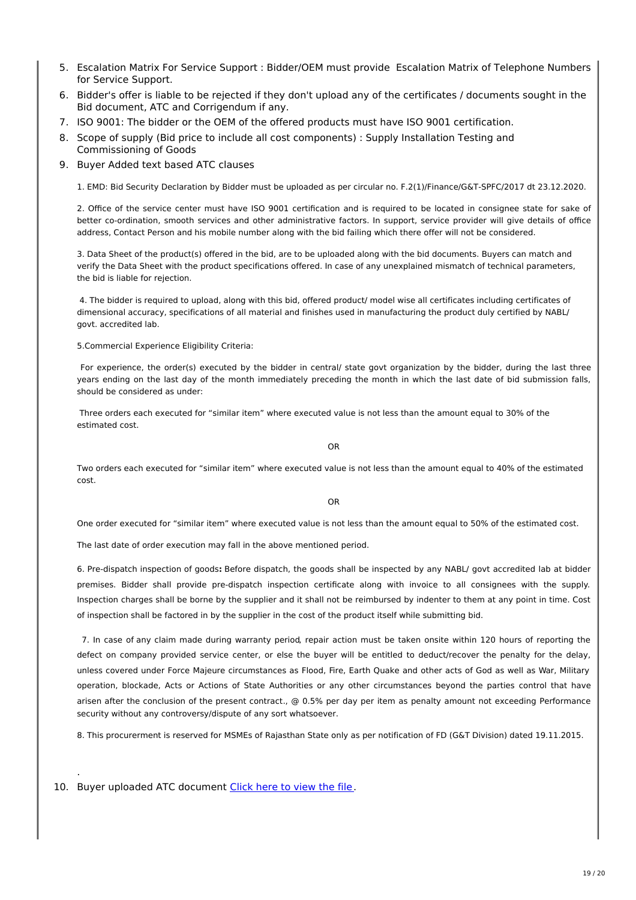5. Escalation Matrix For Service Support : Bidder/OEM must provide Escalation Matrix of Telephone Numbers for Service Support.
6. Bidder's offer is liable to be rejected if they don't upload any of the certificates / documents sought in the Bid document, ATC and Corrigendum if any.
7. ISO 9001: The bidder or the OEM of the offered products must have ISO 9001 certification.
8. Scope of supply (Bid price to include all cost components) : Supply Installation Testing and Commissioning of Goods
9. Buyer Added text based ATC clauses

   1. EMD: Bid Security Declaration by Bidder must be uploaded as per circular no. F.2(1)/Finance/G&T-SPFC/2017 dt 23.12.2020.

   2. Office of the service center must have ISO 9001 certification and is required to be located in consignee state for sake of better co-ordination, smooth services and other administrative factors. In support, service provider will give details of office address, Contact Person and his mobile number along with the bid failing which there offer will not be considered.

   3. Data Sheet of the product(s) offered in the bid, are to be uploaded along with the bid documents. Buyers can match and verify the Data Sheet with the product specifications offered. In case of any unexplained mismatch of technical parameters, the bid is liable for rejection.

   4. The bidder is required to upload, along with this bid, offered product/ model wise all certificates including certificates of dimensional accuracy, specifications of all material and finishes used in manufacturing the product duly certified by NABL/ govt. accredited lab.

   5.Commercial Experience Eligibility Criteria:

   For experience, the order(s) executed by the bidder in central/ state govt organization by the bidder, during the last three years ending on the last day of the month immediately preceding the month in which the last date of bid submission falls, should be considered as under:

   Three orders each executed for "similar item" where executed value is not less than the amount equal to 30% of the estimated cost.

   OR

   Two orders each executed for "similar item" where executed value is not less than the amount equal to 40% of the estimated cost.

   OR

   One order executed for "similar item" where executed value is not less than the amount equal to 50% of the estimated cost.

   The last date of order execution may fall in the above mentioned period.

   6. Pre-dispatch inspection of goods**:** Before dispatch, the goods shall be inspected by any NABL/ govt accredited lab at bidder premises. Bidder shall provide pre-dispatch inspection certificate along with invoice to all consignees with the supply. Inspection charges shall be borne by the supplier and it shall not be reimbursed by indenter to them at any point in time. Cost of inspection shall be factored in by the supplier in the cost of the product itself while submitting bid.

   7. In case of any claim made during warranty period, repair action must be taken onsite within 120 hours of reporting the defect on company provided service center, or else the buyer will be entitled to deduct/recover the penalty for the delay, unless covered under Force Majeure circumstances as Flood, Fire, Earth Quake and other acts of God as well as War, Military operation, blockade, Acts or Actions of State Authorities or any other circumstances beyond the parties control that have arisen after the conclusion of the present contract., @ 0.5% per day per item as penalty amount not exceeding Performance security without any controversy/dispute of any sort whatsoever.

   8. This procurerment is reserved for MSMEs of Rajasthan State only as per notification of FD (G&T Division) dated 19.11.2015.

   .
10. Buyer uploaded ATC document Click here to view the file.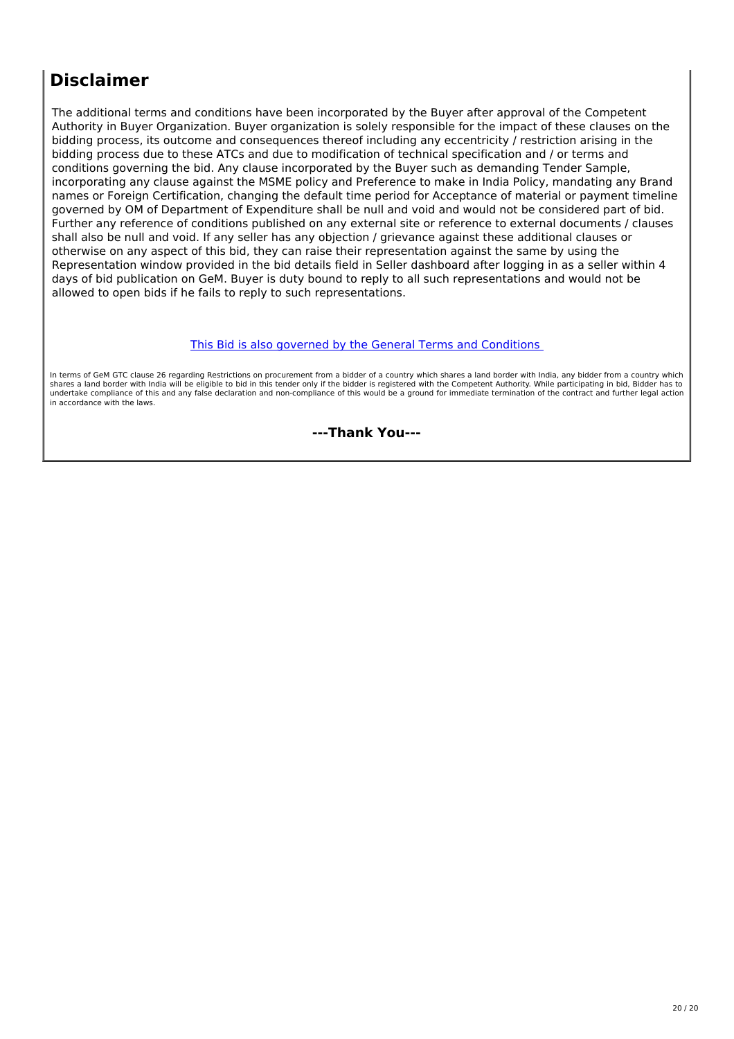## Disclaimer

The additional terms and conditions have been incorporated by the Buyer after approval of the Competent Authority in Buyer Organization. Buyer organization is solely responsible for the impact of these clauses on the bidding process, its outcome and consequences thereof including any eccentricity / restriction arising in the bidding process due to these ATCs and due to modification of technical specification and / or terms and conditions governing the bid. Any clause incorporated by the Buyer such as demanding Tender Sample, incorporating any clause against the MSME policy and Preference to make in India Policy, mandating any Brand names or Foreign Certification, changing the default time period for Acceptance of material or payment timeline governed by OM of Department of Expenditure shall be null and void and would not be considered part of bid. Further any reference of conditions published on any external site or reference to external documents / clauses shall also be null and void. If any seller has any objection / grievance against these additional clauses or otherwise on any aspect of this bid, they can raise their representation against the same by using the Representation window provided in the bid details field in Seller dashboard after logging in as a seller within 4 days of bid publication on GeM. Buyer is duty bound to reply to all such representations and would not be allowed to open bids if he fails to reply to such representations.

This Bid is also governed by the General Terms and Conditions

In terms of GeM GTC clause 26 regarding Restrictions on procurement from a bidder of a country which shares a land border with India, any bidder from a country which shares a land border with India will be eligible to bid in this tender only if the bidder is registered with the Competent Authority. While participating in bid, Bidder has to undertake compliance of this and any false declaration and non-compliance of this would be a ground for immediate termination of the contract and further legal action in accordance with the laws.

**---Thank You---**